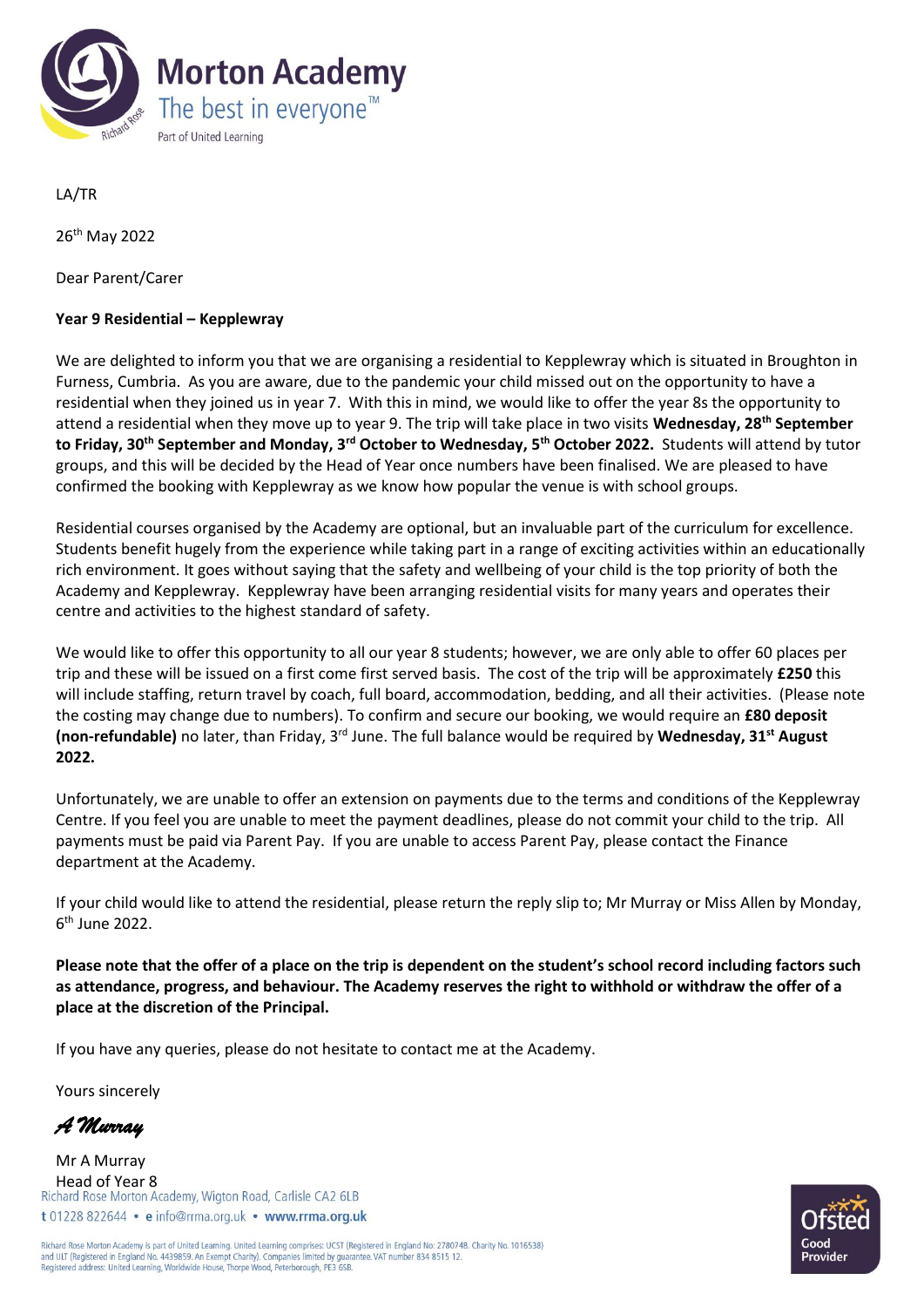Morton Academy
The best in everyone™
Part of United Learning

LA/TR

26th May 2022

Dear Parent/Carer

**Year 9 Residential – Kepplewray**

We are delighted to inform you that we are organising a residential to Kepplewray which is situated in Broughton in Furness, Cumbria. As you are aware, due to the pandemic your child missed out on the opportunity to have a residential when they joined us in year 7. With this in mind, we would like to offer the year 8s the opportunity to attend a residential when they move up to year 9. The trip will take place in two visits **Wednesday, 28th September to Friday, 30th September and Monday, 3rd October to Wednesday, 5th October 2022.** Students will attend by tutor groups, and this will be decided by the Head of Year once numbers have been finalised. We are pleased to have confirmed the booking with Kepplewray as we know how popular the venue is with school groups.

Residential courses organised by the Academy are optional, but an invaluable part of the curriculum for excellence. Students benefit hugely from the experience while taking part in a range of exciting activities within an educationally rich environment. It goes without saying that the safety and wellbeing of your child is the top priority of both the Academy and Kepplewray. Kepplewray have been arranging residential visits for many years and operates their centre and activities to the highest standard of safety.

We would like to offer this opportunity to all our year 8 students; however, we are only able to offer 60 places per trip and these will be issued on a first come first served basis. The cost of the trip will be approximately **£250** this will include staffing, return travel by coach, full board, accommodation, bedding, and all their activities. (Please note the costing may change due to numbers). To confirm and secure our booking, we would require an **£80 deposit (non-refundable)** no later, than Friday, 3rd June. The full balance would be required by **Wednesday, 31st August 2022.**

Unfortunately, we are unable to offer an extension on payments due to the terms and conditions of the Kepplewray Centre. If you feel you are unable to meet the payment deadlines, please do not commit your child to the trip. All payments must be paid via Parent Pay. If you are unable to access Parent Pay, please contact the Finance department at the Academy.

If your child would like to attend the residential, please return the reply slip to; Mr Murray or Miss Allen by Monday, 6th June 2022.

**Please note that the offer of a place on the trip is dependent on the student's school record including factors such as attendance, progress, and behaviour. The Academy reserves the right to withhold or withdraw the offer of a place at the discretion of the Principal.**

If you have any queries, please do not hesitate to contact me at the Academy.

Yours sincerely

*A Murray*

Mr A Murray
Head of Year 8

Richard Rose Morton Academy, Wigton Road, Carlisle CA2 6LB
t 01228 822644 • e info@rrma.org.uk • www.rrma.org.uk

Richard Rose Morton Academy is part of United Learning. United Learning comprises: UCST (Registered in England No: 2780748. Charity No. 1016538) and ULT (Registered in England No. 4439859. An Exempt Charity). Companies limited by guarantee. VAT number 834 8515 12.
Registered address: United Learning, Worldwide House, Thorpe Wood, Peterborough, PE3 6SB.

Ofsted Good Provider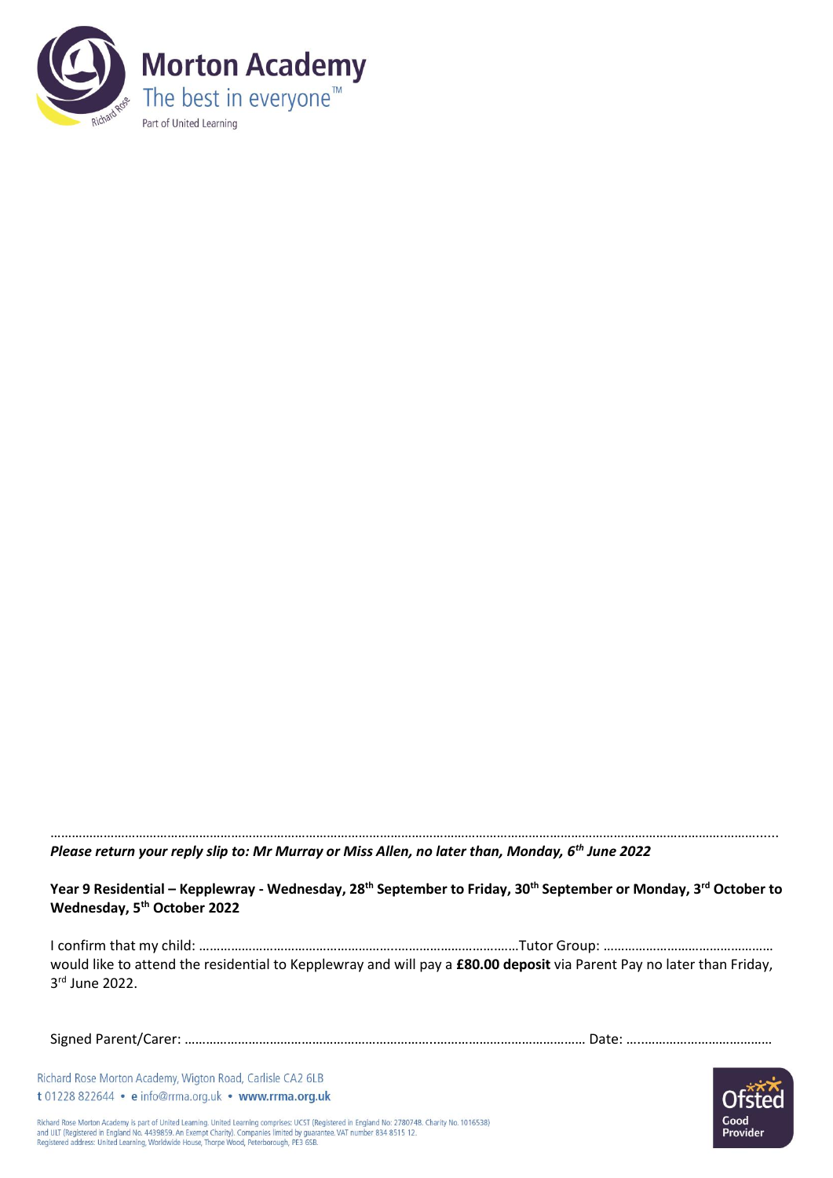Morton Academy

The best in everyone™

Part of United Learning

…………………………………………………………………………………………………………………………………………………………………………………………

*Please return your reply slip to: Mr Murray or Miss Allen, no later than, Monday, 6th June 2022*

**Year 9 Residential – Kepplewray - Wednesday, 28th September to Friday, 30th September or Monday, 3rd October to Wednesday, 5th October 2022**

I confirm that my child: ……………………………………………………………………………………Tutor Group: ………………………………………… would like to attend the residential to Kepplewray and will pay a **£80.00 deposit** via Parent Pay no later than Friday, 3rd June 2022.

Signed Parent/Carer: ……………………………………………………………………………………………………… Date: …………………………………

Richard Rose Morton Academy, Wigton Road, Carlisle CA2 6LB

t 01228 822644 • e info@rrma.org.uk • www.rrma.org.uk

Richard Rose Morton Academy is part of United Learning. United Learning comprises: UCST (Registered in England No: 2780748. Charity No. 1016538) and ULT (Registered in England No. 4439859. An Exempt Charity). Companies limited by guarantee. VAT number 834 8515 12.
Registered address: United Learning, Worldwide House, Thorpe Wood, Peterborough, PE3 6SB.

Ofsted Good Provider